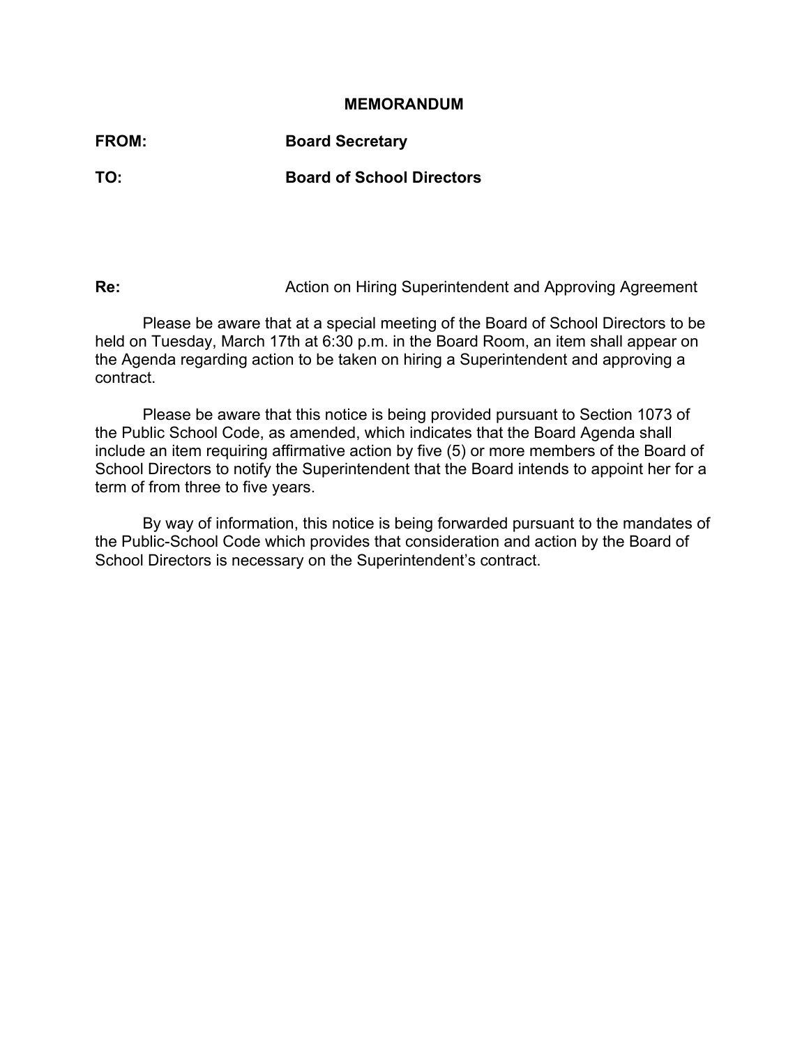**MEMORANDUM**

**FROM:** **Board Secretary**

**TO:** **Board of School Directors**

**Re:** Action on Hiring Superintendent and Approving Agreement

Please be aware that at a special meeting of the Board of School Directors to be held on Tuesday, March 17th at 6:30 p.m. in the Board Room, an item shall appear on the Agenda regarding action to be taken on hiring a Superintendent and approving a contract.

Please be aware that this notice is being provided pursuant to Section 1073 of the Public School Code, as amended, which indicates that the Board Agenda shall include an item requiring affirmative action by five (5) or more members of the Board of School Directors to notify the Superintendent that the Board intends to appoint her for a term of from three to five years.

By way of information, this notice is being forwarded pursuant to the mandates of the Public-School Code which provides that consideration and action by the Board of School Directors is necessary on the Superintendent's contract.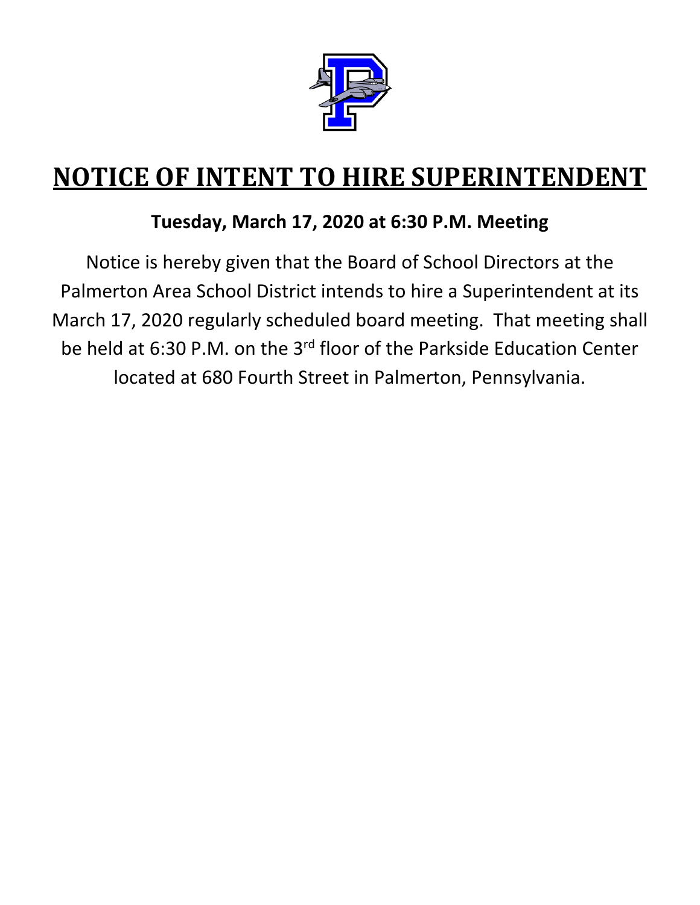# NOTICE OF INTENT TO HIRE SUPERINTENDENT

**Tuesday, March 17, 2020 at 6:30 P.M. Meeting**

Notice is hereby given that the Board of School Directors at the Palmerton Area School District intends to hire a Superintendent at its March 17, 2020 regularly scheduled board meeting. That meeting shall be held at 6:30 P.M. on the 3rd floor of the Parkside Education Center located at 680 Fourth Street in Palmerton, Pennsylvania.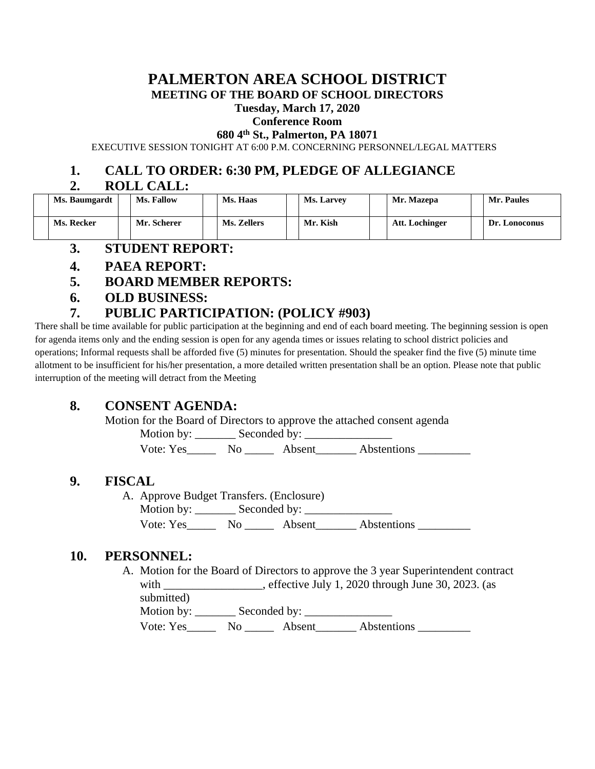# PALMERTON AREA SCHOOL DISTRICT

## MEETING OF THE BOARD OF SCHOOL DIRECTORS

**Tuesday, March 17, 2020**

**Conference Room**

**680 4th St., Palmerton, PA 18071**

EXECUTIVE SESSION TONIGHT AT 6:00 P.M. CONCERNING PERSONNEL/LEGAL MATTERS

## 1. CALL TO ORDER: 6:30 PM, PLEDGE OF ALLEGIANCE

## 2. ROLL CALL:

| | | | | | | | | | | | |
|---|---|---|---|---|---|---|---|---|---|---|---|
| | **Ms. Baumgardt** | | **Ms. Fallow** | | **Ms. Haas** | | **Ms. Larvey** | | **Mr. Mazepa** | | **Mr. Paules** |
| | **Ms. Recker** | | **Mr. Scherer** | | **Ms. Zellers** | | **Mr. Kish** | | **Att. Lochinger** | | **Dr. Lonoconus** |

## 3. STUDENT REPORT:

## 4. PAEA REPORT:

## 5. BOARD MEMBER REPORTS:

## 6. OLD BUSINESS:

## 7. PUBLIC PARTICIPATION: (POLICY #903)

There shall be time available for public participation at the beginning and end of each board meeting. The beginning session is open for agenda items only and the ending session is open for any agenda times or issues relating to school district policies and operations; Informal requests shall be afforded five (5) minutes for presentation. Should the speaker find the five (5) minute time allotment to be insufficient for his/her presentation, a more detailed written presentation shall be an option. Please note that public interruption of the meeting will detract from the Meeting

## 8. CONSENT AGENDA:

Motion for the Board of Directors to approve the attached consent agenda

Motion by: _______ Seconded by: _______________

Vote: Yes_____ No _____ Absent_______ Abstentions _________

## 9. FISCAL

A. Approve Budget Transfers. (Enclosure)

Motion by: _______ Seconded by: _______________

Vote: Yes_____ No _____ Absent_______ Abstentions _________

## 10. PERSONNEL:

A. Motion for the Board of Directors to approve the 3 year Superintendent contract with _________________, effective July 1, 2020 through June 30, 2023. (as submitted)

Motion by: _______ Seconded by: _______________

Vote: Yes_____ No _____ Absent_______ Abstentions _________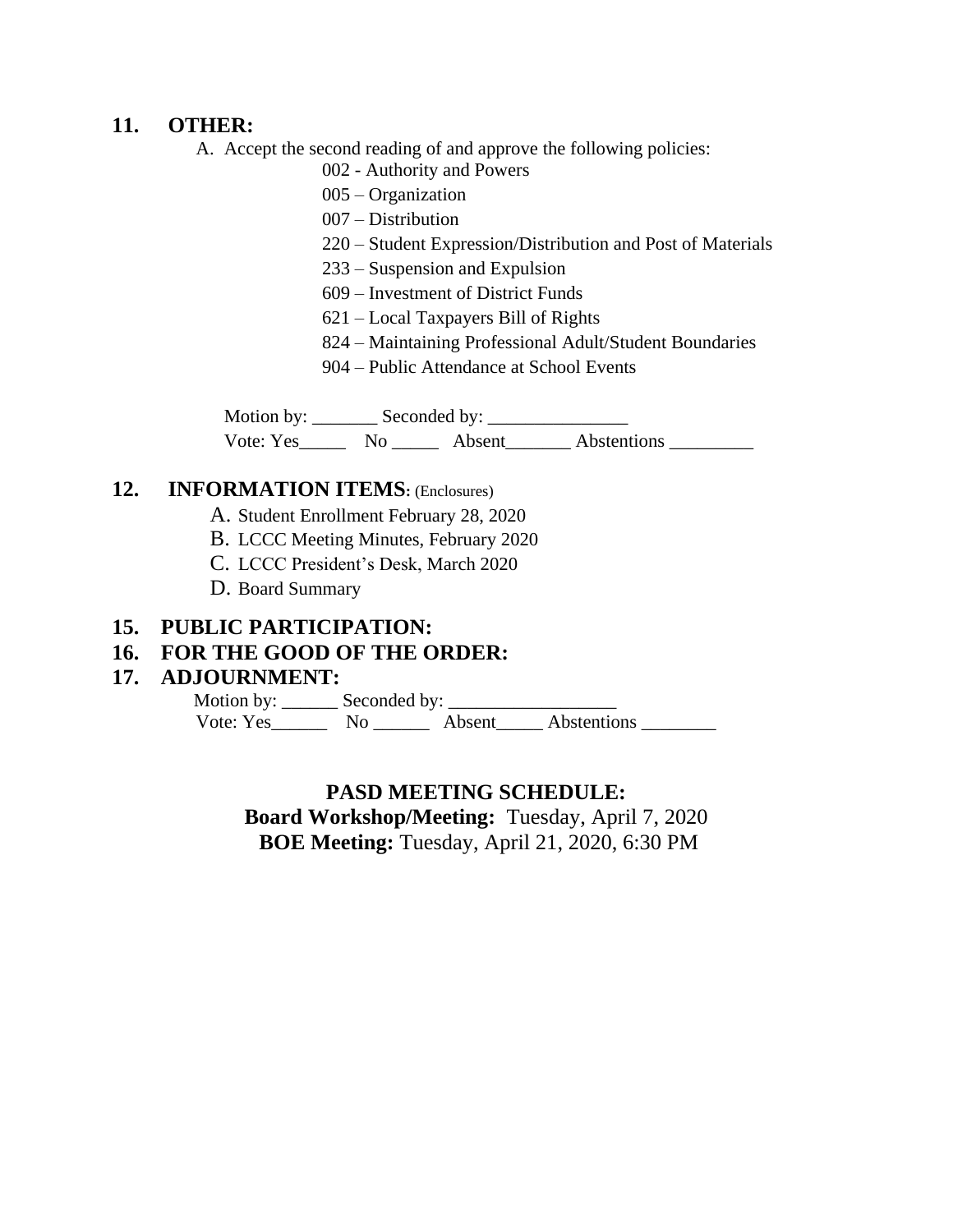## 11. OTHER:

A. Accept the second reading of and approve the following policies:

002 - Authority and Powers
005 – Organization
007 – Distribution
220 – Student Expression/Distribution and Post of Materials
233 – Suspension and Expulsion
609 – Investment of District Funds
621 – Local Taxpayers Bill of Rights
824 – Maintaining Professional Adult/Student Boundaries
904 – Public Attendance at School Events

Motion by: _______ Seconded by: _______________
Vote: Yes_____ No _____ Absent_______ Abstentions _________

## 12. INFORMATION ITEMS: (Enclosures)

A. Student Enrollment February 28, 2020
B. LCCC Meeting Minutes, February 2020
C. LCCC President's Desk, March 2020
D. Board Summary

## 15. PUBLIC PARTICIPATION:

## 16. FOR THE GOOD OF THE ORDER:

## 17. ADJOURNMENT:

Motion by: ______ Seconded by: __________________
Vote: Yes______ No ______ Absent_____ Abstentions ________

**PASD MEETING SCHEDULE:**

**Board Workshop/Meeting:** Tuesday, April 7, 2020

**BOE Meeting:** Tuesday, April 21, 2020, 6:30 PM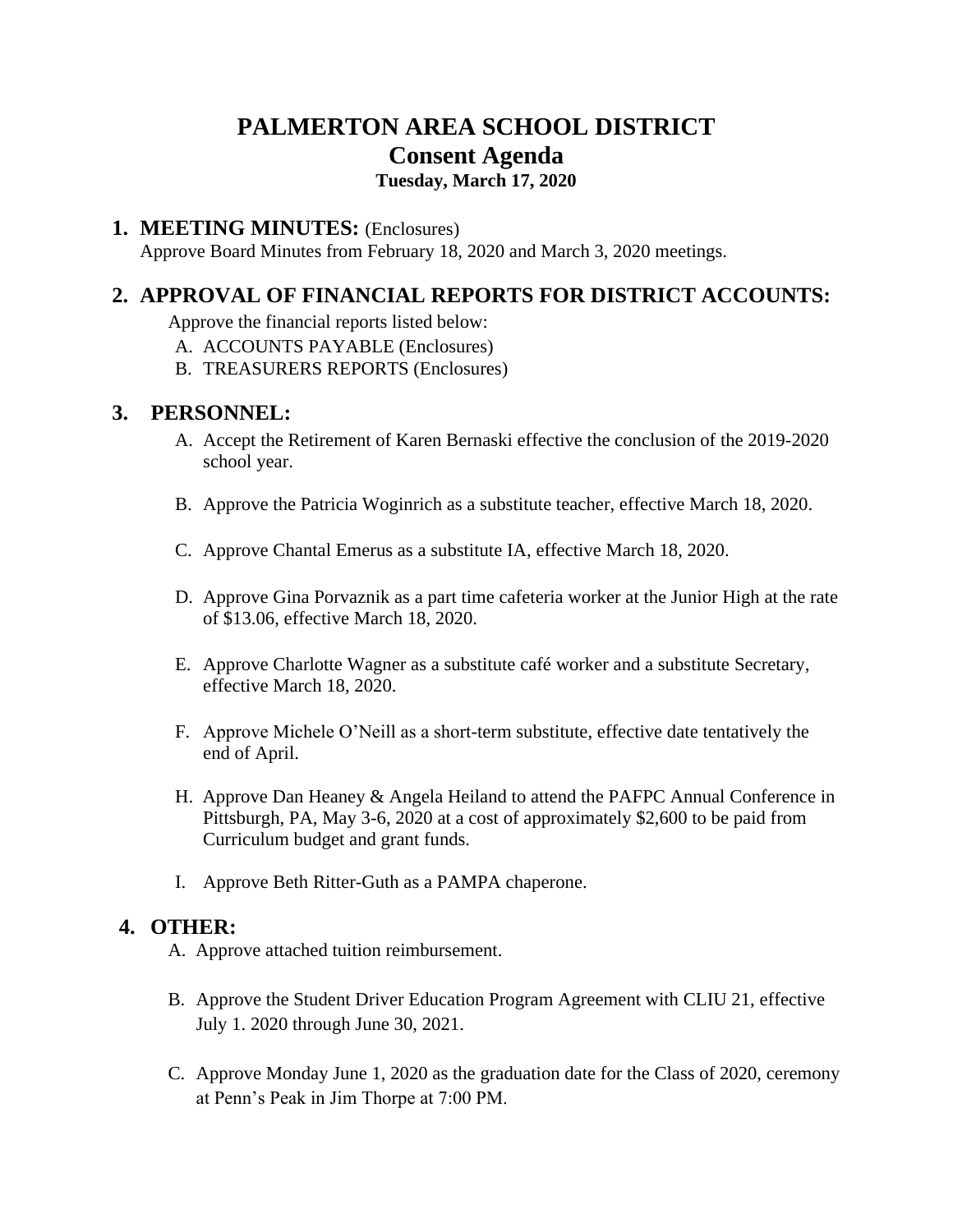# PALMERTON AREA SCHOOL DISTRICT
## Consent Agenda
### Tuesday, March 17, 2020

## 1. MEETING MINUTES: (Enclosures)

Approve Board Minutes from February 18, 2020 and March 3, 2020 meetings.

## 2. APPROVAL OF FINANCIAL REPORTS FOR DISTRICT ACCOUNTS:

Approve the financial reports listed below:

A. ACCOUNTS PAYABLE (Enclosures)
B. TREASURERS REPORTS (Enclosures)

## 3. PERSONNEL:

A. Accept the Retirement of Karen Bernaski effective the conclusion of the 2019-2020 school year.

B. Approve the Patricia Woginrich as a substitute teacher, effective March 18, 2020.

C. Approve Chantal Emerus as a substitute IA, effective March 18, 2020.

D. Approve Gina Porvaznik as a part time cafeteria worker at the Junior High at the rate of $13.06, effective March 18, 2020.

E. Approve Charlotte Wagner as a substitute café worker and a substitute Secretary, effective March 18, 2020.

F. Approve Michele O'Neill as a short-term substitute, effective date tentatively the end of April.

H. Approve Dan Heaney & Angela Heiland to attend the PAFPC Annual Conference in Pittsburgh, PA, May 3-6, 2020 at a cost of approximately $2,600 to be paid from Curriculum budget and grant funds.

I. Approve Beth Ritter-Guth as a PAMPA chaperone.

## 4. OTHER:

A. Approve attached tuition reimbursement.

B. Approve the Student Driver Education Program Agreement with CLIU 21, effective July 1. 2020 through June 30, 2021.

C. Approve Monday June 1, 2020 as the graduation date for the Class of 2020, ceremony at Penn's Peak in Jim Thorpe at 7:00 PM.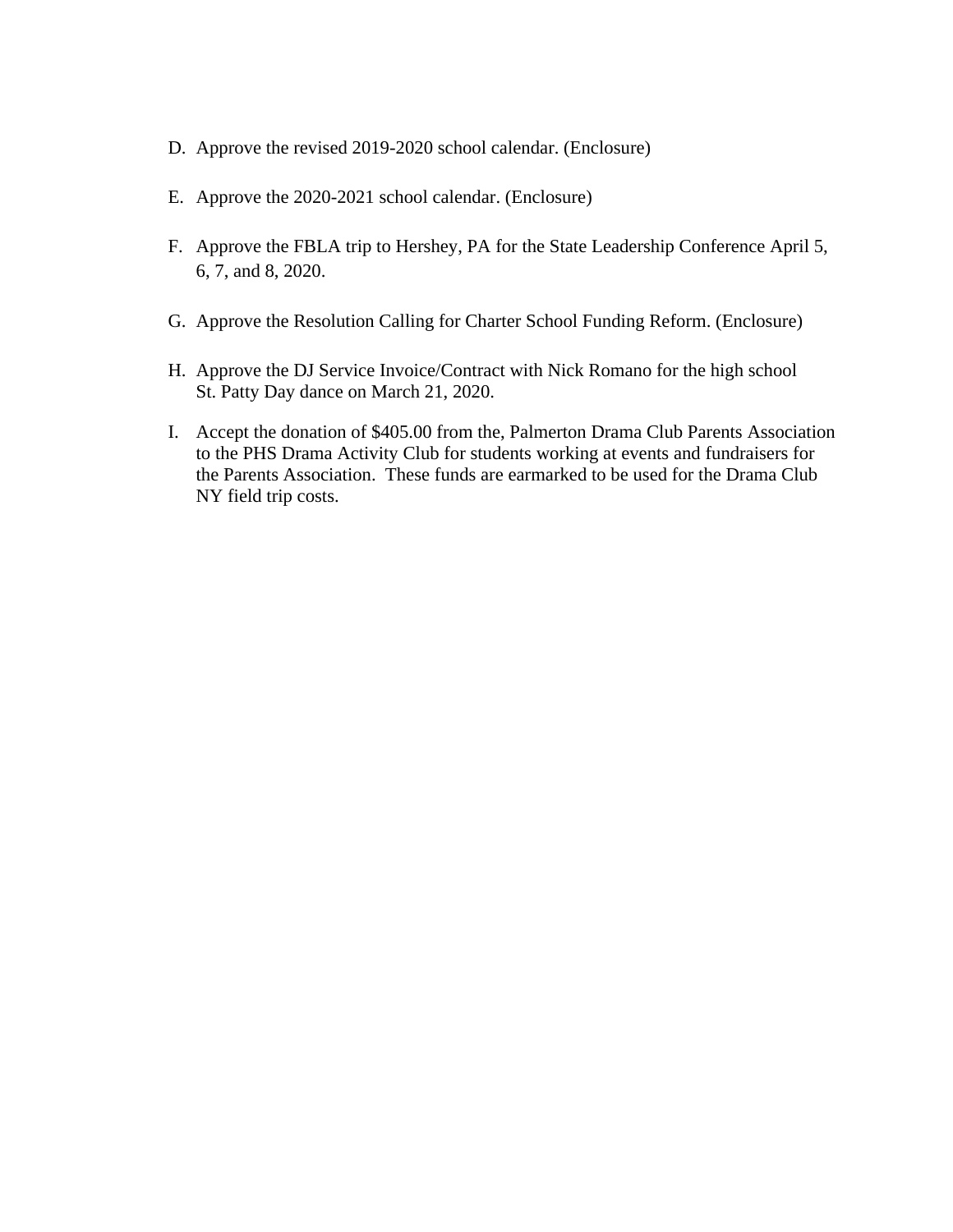D. Approve the revised 2019-2020 school calendar. (Enclosure)

E. Approve the 2020-2021 school calendar. (Enclosure)

F. Approve the FBLA trip to Hershey, PA for the State Leadership Conference April 5, 6, 7, and 8, 2020.

G. Approve the Resolution Calling for Charter School Funding Reform. (Enclosure)

H. Approve the DJ Service Invoice/Contract with Nick Romano for the high school St. Patty Day dance on March 21, 2020.

I. Accept the donation of $405.00 from the, Palmerton Drama Club Parents Association to the PHS Drama Activity Club for students working at events and fundraisers for the Parents Association. These funds are earmarked to be used for the Drama Club NY field trip costs.